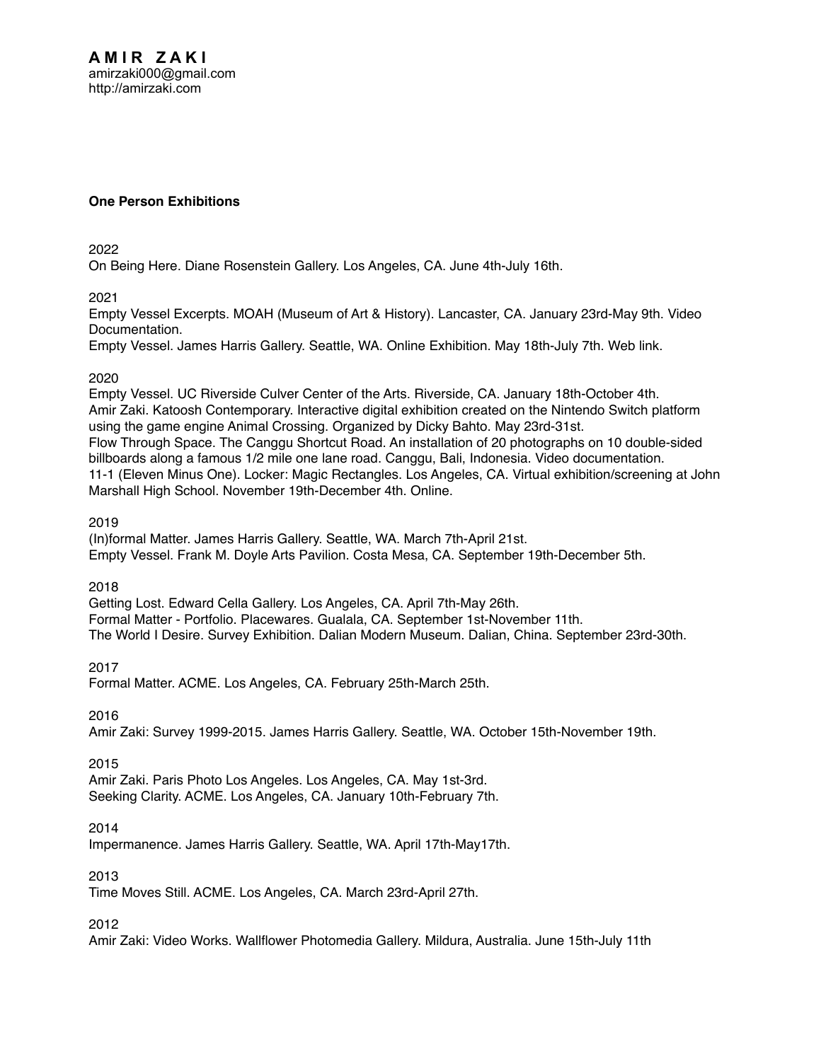# AMIR ZAKI

amirzaki000@gmail.com
http://amirzaki.com

**One Person Exhibitions**

2022
On Being Here. Diane Rosenstein Gallery. Los Angeles, CA. June 4th-July 16th.

2021
Empty Vessel Excerpts. MOAH (Museum of Art & History). Lancaster, CA. January 23rd-May 9th. Video Documentation.
Empty Vessel. James Harris Gallery. Seattle, WA. Online Exhibition. May 18th-July 7th. Web link.

2020
Empty Vessel. UC Riverside Culver Center of the Arts. Riverside, CA. January 18th-October 4th.
Amir Zaki. Katoosh Contemporary. Interactive digital exhibition created on the Nintendo Switch platform using the game engine Animal Crossing. Organized by Dicky Bahto. May 23rd-31st.
Flow Through Space. The Canggu Shortcut Road. An installation of 20 photographs on 10 double-sided billboards along a famous 1/2 mile one lane road. Canggu, Bali, Indonesia. Video documentation.
11-1 (Eleven Minus One). Locker: Magic Rectangles. Los Angeles, CA. Virtual exhibition/screening at John Marshall High School. November 19th-December 4th. Online.

2019
(In)formal Matter. James Harris Gallery. Seattle, WA. March 7th-April 21st.
Empty Vessel. Frank M. Doyle Arts Pavilion. Costa Mesa, CA. September 19th-December 5th.

2018
Getting Lost. Edward Cella Gallery. Los Angeles, CA. April 7th-May 26th.
Formal Matter - Portfolio. Placewares. Gualala, CA. September 1st-November 11th.
The World I Desire. Survey Exhibition. Dalian Modern Museum. Dalian, China. September 23rd-30th.

2017
Formal Matter. ACME. Los Angeles, CA. February 25th-March 25th.

2016
Amir Zaki: Survey 1999-2015. James Harris Gallery. Seattle, WA. October 15th-November 19th.

2015
Amir Zaki. Paris Photo Los Angeles. Los Angeles, CA. May 1st-3rd.
Seeking Clarity. ACME. Los Angeles, CA. January 10th-February 7th.

2014
Impermanence. James Harris Gallery. Seattle, WA. April 17th-May17th.

2013
Time Moves Still. ACME. Los Angeles, CA. March 23rd-April 27th.

2012
Amir Zaki: Video Works. Wallflower Photomedia Gallery. Mildura, Australia. June 15th-July 11th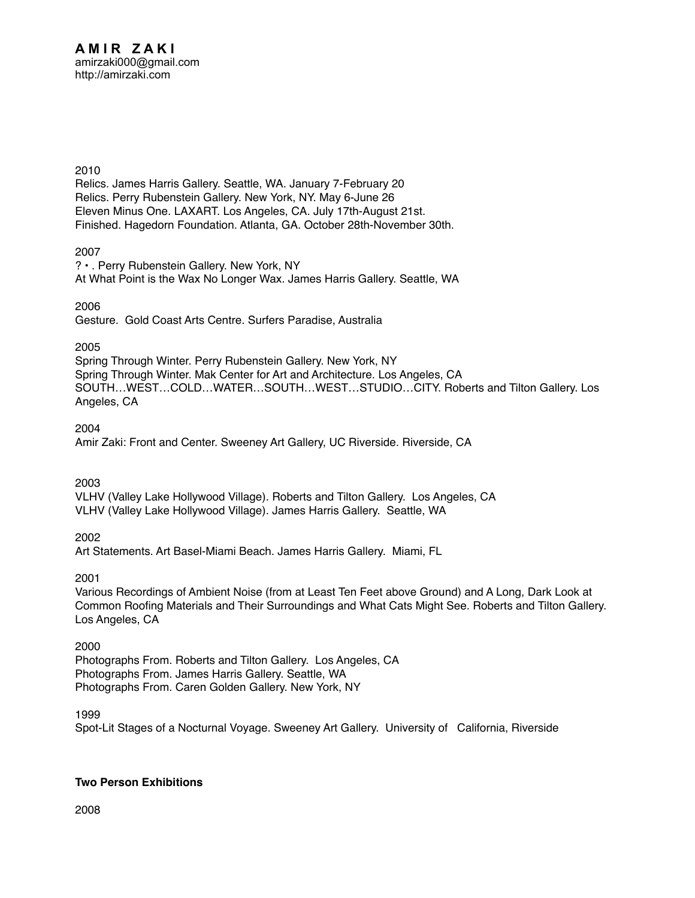**A M I R  Z A K I**
amirzaki000@gmail.com
http://amirzaki.com

2010
Relics. James Harris Gallery. Seattle, WA. January 7-February 20
Relics. Perry Rubenstein Gallery. New York, NY. May 6-June 26
Eleven Minus One. LAXART. Los Angeles, CA. July 17th-August 21st.
Finished. Hagedorn Foundation. Atlanta, GA. October 28th-November 30th.

2007
? • . Perry Rubenstein Gallery. New York, NY
At What Point is the Wax No Longer Wax. James Harris Gallery. Seattle, WA

2006
Gesture. Gold Coast Arts Centre. Surfers Paradise, Australia

2005
Spring Through Winter. Perry Rubenstein Gallery. New York, NY
Spring Through Winter. Mak Center for Art and Architecture. Los Angeles, CA
SOUTH…WEST…COLD…WATER…SOUTH…WEST…STUDIO…CITY. Roberts and Tilton Gallery. Los Angeles, CA

2004
Amir Zaki: Front and Center. Sweeney Art Gallery, UC Riverside. Riverside, CA

2003
VLHV (Valley Lake Hollywood Village). Roberts and Tilton Gallery. Los Angeles, CA
VLHV (Valley Lake Hollywood Village). James Harris Gallery. Seattle, WA

2002
Art Statements. Art Basel-Miami Beach. James Harris Gallery. Miami, FL

2001
Various Recordings of Ambient Noise (from at Least Ten Feet above Ground) and A Long, Dark Look at Common Roofing Materials and Their Surroundings and What Cats Might See. Roberts and Tilton Gallery. Los Angeles, CA

2000
Photographs From. Roberts and Tilton Gallery. Los Angeles, CA
Photographs From. James Harris Gallery. Seattle, WA
Photographs From. Caren Golden Gallery. New York, NY

1999
Spot-Lit Stages of a Nocturnal Voyage. Sweeney Art Gallery. University of California, Riverside

**Two Person Exhibitions**

2008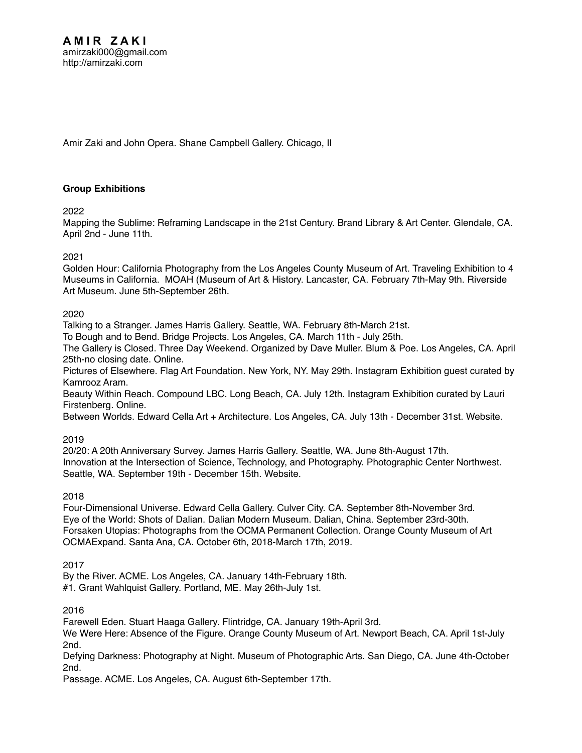# A M I R  Z A K I
amirzaki000@gmail.com
http://amirzaki.com

Amir Zaki and John Opera. Shane Campbell Gallery. Chicago, Il

**Group Exhibitions**

2022
Mapping the Sublime: Reframing Landscape in the 21st Century. Brand Library & Art Center. Glendale, CA. April 2nd - June 11th.

2021
Golden Hour: California Photography from the Los Angeles County Museum of Art. Traveling Exhibition to 4 Museums in California. MOAH (Museum of Art & History. Lancaster, CA. February 7th-May 9th. Riverside Art Museum. June 5th-September 26th.

2020
Talking to a Stranger. James Harris Gallery. Seattle, WA. February 8th-March 21st.
To Bough and to Bend. Bridge Projects. Los Angeles, CA. March 11th - July 25th.
The Gallery is Closed. Three Day Weekend. Organized by Dave Muller. Blum & Poe. Los Angeles, CA. April 25th-no closing date. Online.
Pictures of Elsewhere. Flag Art Foundation. New York, NY. May 29th. Instagram Exhibition guest curated by Kamrooz Aram.
Beauty Within Reach. Compound LBC. Long Beach, CA. July 12th. Instagram Exhibition curated by Lauri Firstenberg. Online.
Between Worlds. Edward Cella Art + Architecture. Los Angeles, CA. July 13th - December 31st. Website.

2019
20/20: A 20th Anniversary Survey. James Harris Gallery. Seattle, WA. June 8th-August 17th.
Innovation at the Intersection of Science, Technology, and Photography. Photographic Center Northwest. Seattle, WA. September 19th - December 15th. Website.

2018
Four-Dimensional Universe. Edward Cella Gallery. Culver City. CA. September 8th-November 3rd.
Eye of the World: Shots of Dalian. Dalian Modern Museum. Dalian, China. September 23rd-30th.
Forsaken Utopias: Photographs from the OCMA Permanent Collection. Orange County Museum of Art OCMAExpand. Santa Ana, CA. October 6th, 2018-March 17th, 2019.

2017
By the River. ACME. Los Angeles, CA. January 14th-February 18th.
#1. Grant Wahlquist Gallery. Portland, ME. May 26th-July 1st.

2016
Farewell Eden. Stuart Haaga Gallery. Flintridge, CA. January 19th-April 3rd.
We Were Here: Absence of the Figure. Orange County Museum of Art. Newport Beach, CA. April 1st-July 2nd.
Defying Darkness: Photography at Night. Museum of Photographic Arts. San Diego, CA. June 4th-October 2nd.
Passage. ACME. Los Angeles, CA. August 6th-September 17th.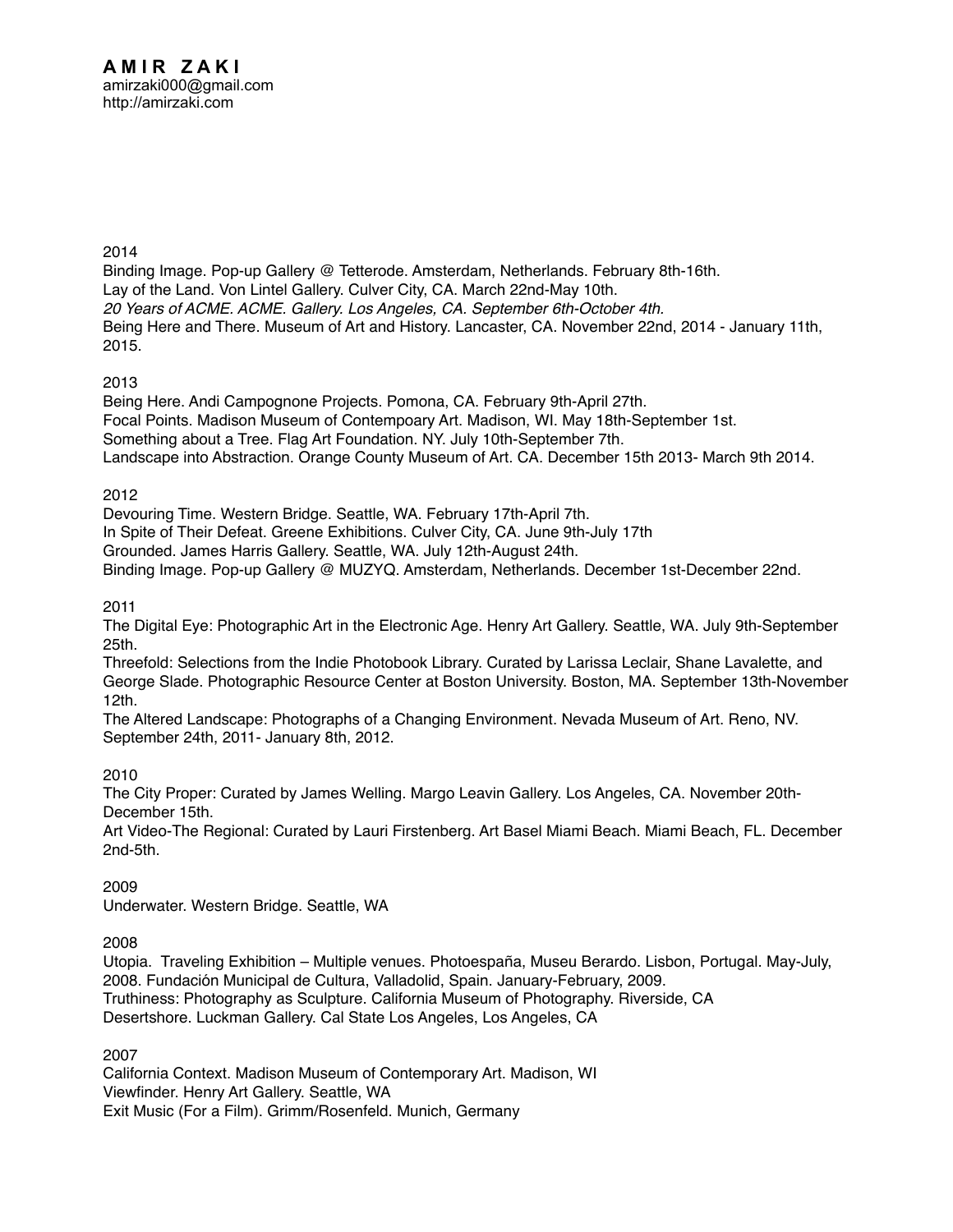# AMIR ZAKI

amirzaki000@gmail.com
http://amirzaki.com

2014

Binding Image. Pop-up Gallery @ Tetterode. Amsterdam, Netherlands. February 8th-16th.
Lay of the Land. Von Lintel Gallery. Culver City, CA. March 22nd-May 10th.
*20 Years of ACME. ACME. Gallery. Los Angeles, CA. September 6th-October 4th.*
Being Here and There. Museum of Art and History. Lancaster, CA. November 22nd, 2014 - January 11th, 2015.

2013

Being Here. Andi Campognone Projects. Pomona, CA. February 9th-April 27th.
Focal Points. Madison Museum of Contempoary Art. Madison, WI. May 18th-September 1st.
Something about a Tree. Flag Art Foundation. NY. July 10th-September 7th.
Landscape into Abstraction. Orange County Museum of Art. CA. December 15th 2013- March 9th 2014.

2012

Devouring Time. Western Bridge. Seattle, WA. February 17th-April 7th.
In Spite of Their Defeat. Greene Exhibitions. Culver City, CA. June 9th-July 17th
Grounded. James Harris Gallery. Seattle, WA. July 12th-August 24th.
Binding Image. Pop-up Gallery @ MUZYQ. Amsterdam, Netherlands. December 1st-December 22nd.

2011

The Digital Eye: Photographic Art in the Electronic Age. Henry Art Gallery. Seattle, WA. July 9th-September 25th.
Threefold: Selections from the Indie Photobook Library. Curated by Larissa Leclair, Shane Lavalette, and George Slade. Photographic Resource Center at Boston University. Boston, MA. September 13th-November 12th.
The Altered Landscape: Photographs of a Changing Environment. Nevada Museum of Art. Reno, NV. September 24th, 2011- January 8th, 2012.

2010

The City Proper: Curated by James Welling. Margo Leavin Gallery. Los Angeles, CA. November 20th-December 15th.
Art Video-The Regional: Curated by Lauri Firstenberg. Art Basel Miami Beach. Miami Beach, FL. December 2nd-5th.

2009

Underwater. Western Bridge. Seattle, WA

2008

Utopia. Traveling Exhibition – Multiple venues. Photoespaña, Museu Berardo. Lisbon, Portugal. May-July, 2008. Fundación Municipal de Cultura, Valladolid, Spain. January-February, 2009.
Truthiness: Photography as Sculpture. California Museum of Photography. Riverside, CA
Desertshore. Luckman Gallery. Cal State Los Angeles, Los Angeles, CA

2007

California Context. Madison Museum of Contemporary Art. Madison, WI
Viewfinder. Henry Art Gallery. Seattle, WA
Exit Music (For a Film). Grimm/Rosenfeld. Munich, Germany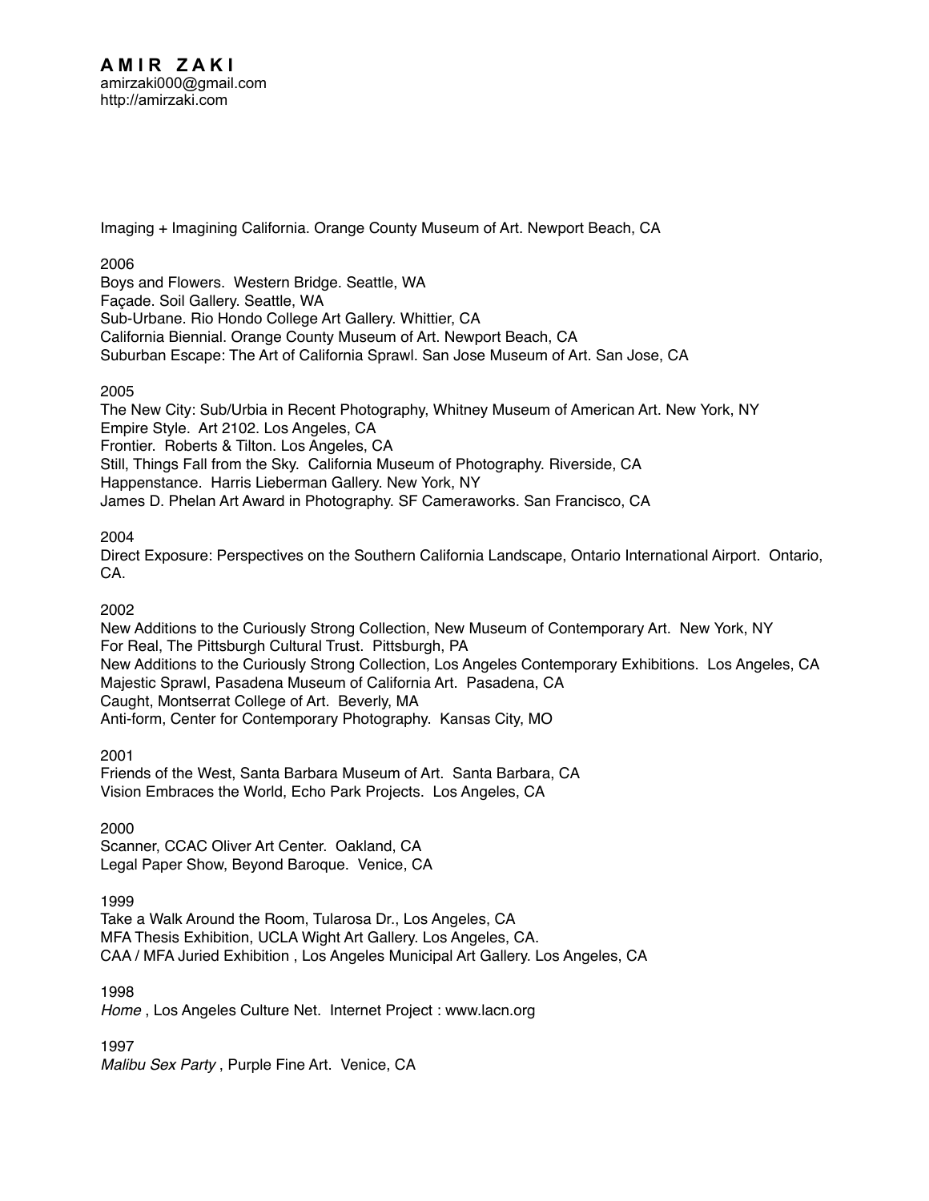**A M I R Z A K I**
amirzaki000@gmail.com
http://amirzaki.com

Imaging + Imagining California. Orange County Museum of Art. Newport Beach, CA

2006
Boys and Flowers. Western Bridge. Seattle, WA
Façade. Soil Gallery. Seattle, WA
Sub-Urbane. Rio Hondo College Art Gallery. Whittier, CA
California Biennial. Orange County Museum of Art. Newport Beach, CA
Suburban Escape: The Art of California Sprawl. San Jose Museum of Art. San Jose, CA

2005
The New City: Sub/Urbia in Recent Photography, Whitney Museum of American Art. New York, NY
Empire Style. Art 2102. Los Angeles, CA
Frontier. Roberts & Tilton. Los Angeles, CA
Still, Things Fall from the Sky. California Museum of Photography. Riverside, CA
Happenstance. Harris Lieberman Gallery. New York, NY
James D. Phelan Art Award in Photography. SF Cameraworks. San Francisco, CA

2004
Direct Exposure: Perspectives on the Southern California Landscape, Ontario International Airport. Ontario, CA.

2002
New Additions to the Curiously Strong Collection, New Museum of Contemporary Art. New York, NY
For Real, The Pittsburgh Cultural Trust. Pittsburgh, PA
New Additions to the Curiously Strong Collection, Los Angeles Contemporary Exhibitions. Los Angeles, CA
Majestic Sprawl, Pasadena Museum of California Art. Pasadena, CA
Caught, Montserrat College of Art. Beverly, MA
Anti-form, Center for Contemporary Photography. Kansas City, MO

2001
Friends of the West, Santa Barbara Museum of Art. Santa Barbara, CA
Vision Embraces the World, Echo Park Projects. Los Angeles, CA

2000
Scanner, CCAC Oliver Art Center. Oakland, CA
Legal Paper Show, Beyond Baroque. Venice, CA

1999
Take a Walk Around the Room, Tularosa Dr., Los Angeles, CA
MFA Thesis Exhibition, UCLA Wight Art Gallery. Los Angeles, CA.
CAA / MFA Juried Exhibition , Los Angeles Municipal Art Gallery. Los Angeles, CA

1998
*Home* , Los Angeles Culture Net. Internet Project : www.lacn.org

1997
*Malibu Sex Party* , Purple Fine Art. Venice, CA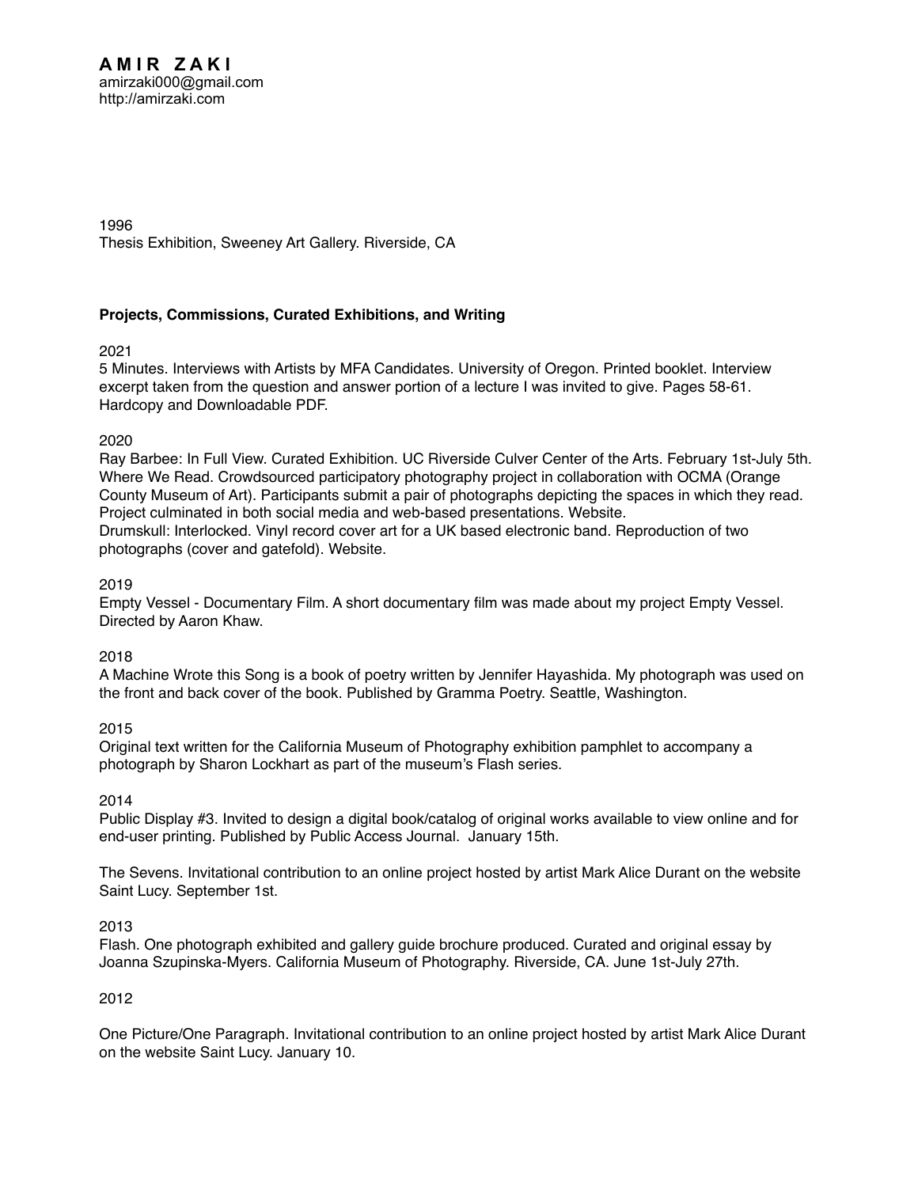**A M I R Z A K I**
amirzaki000@gmail.com
http://amirzaki.com

1996
Thesis Exhibition, Sweeney Art Gallery. Riverside, CA

**Projects, Commissions, Curated Exhibitions, and Writing**

2021
5 Minutes. Interviews with Artists by MFA Candidates. University of Oregon. Printed booklet. Interview excerpt taken from the question and answer portion of a lecture I was invited to give. Pages 58-61. Hardcopy and Downloadable PDF.

2020
Ray Barbee: In Full View. Curated Exhibition. UC Riverside Culver Center of the Arts. February 1st-July 5th.
Where We Read. Crowdsourced participatory photography project in collaboration with OCMA (Orange County Museum of Art). Participants submit a pair of photographs depicting the spaces in which they read. Project culminated in both social media and web-based presentations. Website.
Drumskull: Interlocked. Vinyl record cover art for a UK based electronic band. Reproduction of two photographs (cover and gatefold). Website.

2019
Empty Vessel - Documentary Film. A short documentary film was made about my project Empty Vessel. Directed by Aaron Khaw.

2018
A Machine Wrote this Song is a book of poetry written by Jennifer Hayashida. My photograph was used on the front and back cover of the book. Published by Gramma Poetry. Seattle, Washington.

2015
Original text written for the California Museum of Photography exhibition pamphlet to accompany a photograph by Sharon Lockhart as part of the museum's Flash series.

2014
Public Display #3. Invited to design a digital book/catalog of original works available to view online and for end-user printing. Published by Public Access Journal. January 15th.

The Sevens. Invitational contribution to an online project hosted by artist Mark Alice Durant on the website Saint Lucy. September 1st.

2013
Flash. One photograph exhibited and gallery guide brochure produced. Curated and original essay by Joanna Szupinska-Myers. California Museum of Photography. Riverside, CA. June 1st-July 27th.

2012

One Picture/One Paragraph. Invitational contribution to an online project hosted by artist Mark Alice Durant on the website Saint Lucy. January 10.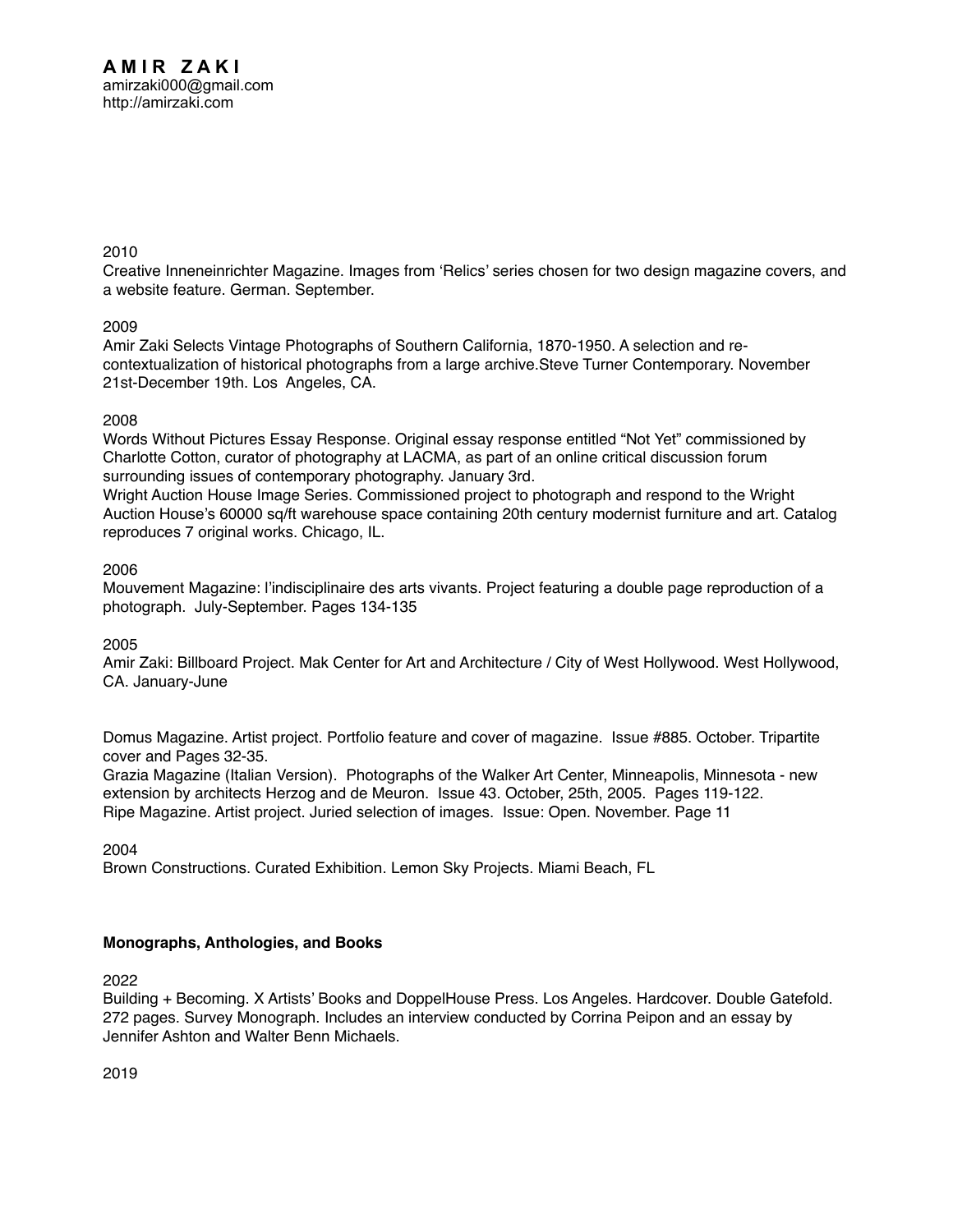**A M I R  Z A K I**
amirzaki000@gmail.com
http://amirzaki.com

2010
Creative Inneneinrichter Magazine. Images from 'Relics' series chosen for two design magazine covers, and a website feature. German. September.

2009
Amir Zaki Selects Vintage Photographs of Southern California, 1870-1950. A selection and re-contextualization of historical photographs from a large archive.Steve Turner Contemporary. November 21st-December 19th. Los Angeles, CA.

2008
Words Without Pictures Essay Response. Original essay response entitled "Not Yet" commissioned by Charlotte Cotton, curator of photography at LACMA, as part of an online critical discussion forum surrounding issues of contemporary photography. January 3rd.
Wright Auction House Image Series. Commissioned project to photograph and respond to the Wright Auction House's 60000 sq/ft warehouse space containing 20th century modernist furniture and art. Catalog reproduces 7 original works. Chicago, IL.

2006
Mouvement Magazine: l'indisciplinaire des arts vivants. Project featuring a double page reproduction of a photograph. July-September. Pages 134-135

2005
Amir Zaki: Billboard Project. Mak Center for Art and Architecture / City of West Hollywood. West Hollywood, CA. January-June

Domus Magazine. Artist project. Portfolio feature and cover of magazine. Issue #885. October. Tripartite cover and Pages 32-35.
Grazia Magazine (Italian Version). Photographs of the Walker Art Center, Minneapolis, Minnesota - new extension by architects Herzog and de Meuron. Issue 43. October, 25th, 2005. Pages 119-122.
Ripe Magazine. Artist project. Juried selection of images. Issue: Open. November. Page 11

2004
Brown Constructions. Curated Exhibition. Lemon Sky Projects. Miami Beach, FL

**Monographs, Anthologies, and Books**

2022
Building + Becoming. X Artists' Books and DoppelHouse Press. Los Angeles. Hardcover. Double Gatefold. 272 pages. Survey Monograph. Includes an interview conducted by Corrina Peipon and an essay by Jennifer Ashton and Walter Benn Michaels.

2019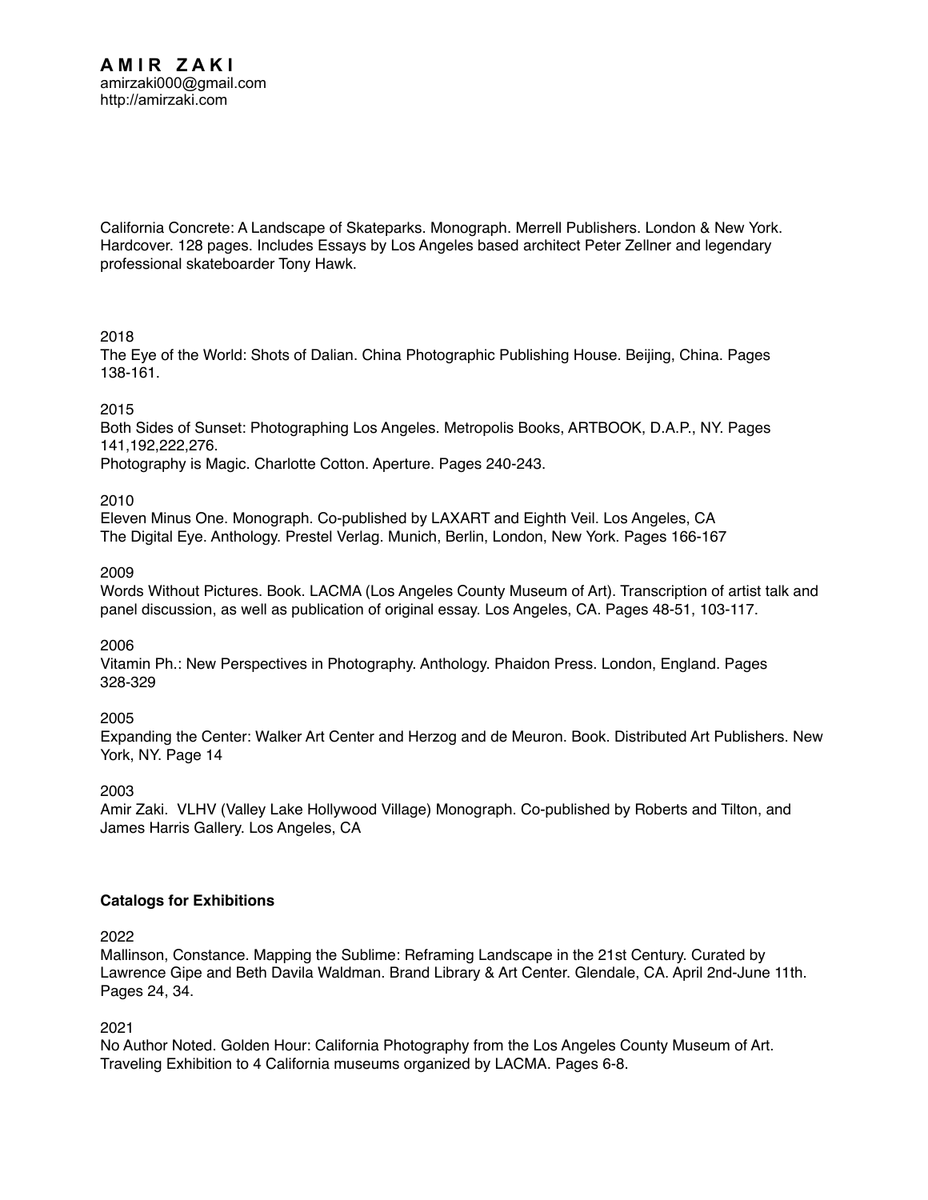**A M I R  Z A K I**
amirzaki000@gmail.com
http://amirzaki.com

California Concrete: A Landscape of Skateparks. Monograph. Merrell Publishers. London & New York. Hardcover. 128 pages. Includes Essays by Los Angeles based architect Peter Zellner and legendary professional skateboarder Tony Hawk.

2018
The Eye of the World: Shots of Dalian. China Photographic Publishing House. Beijing, China. Pages 138-161.

2015
Both Sides of Sunset: Photographing Los Angeles. Metropolis Books, ARTBOOK, D.A.P., NY. Pages 141,192,222,276.
Photography is Magic. Charlotte Cotton. Aperture. Pages 240-243.

2010
Eleven Minus One. Monograph. Co-published by LAXART and Eighth Veil. Los Angeles, CA
The Digital Eye. Anthology. Prestel Verlag. Munich, Berlin, London, New York. Pages 166-167

2009
Words Without Pictures. Book. LACMA (Los Angeles County Museum of Art). Transcription of artist talk and panel discussion, as well as publication of original essay. Los Angeles, CA. Pages 48-51, 103-117.

2006
Vitamin Ph.: New Perspectives in Photography. Anthology. Phaidon Press. London, England. Pages 328-329

2005
Expanding the Center: Walker Art Center and Herzog and de Meuron. Book. Distributed Art Publishers. New York, NY. Page 14

2003
Amir Zaki. VLHV (Valley Lake Hollywood Village) Monograph. Co-published by Roberts and Tilton, and James Harris Gallery. Los Angeles, CA

**Catalogs for Exhibitions**

2022
Mallinson, Constance. Mapping the Sublime: Reframing Landscape in the 21st Century. Curated by Lawrence Gipe and Beth Davila Waldman. Brand Library & Art Center. Glendale, CA. April 2nd-June 11th. Pages 24, 34.

2021
No Author Noted. Golden Hour: California Photography from the Los Angeles County Museum of Art. Traveling Exhibition to 4 California museums organized by LACMA. Pages 6-8.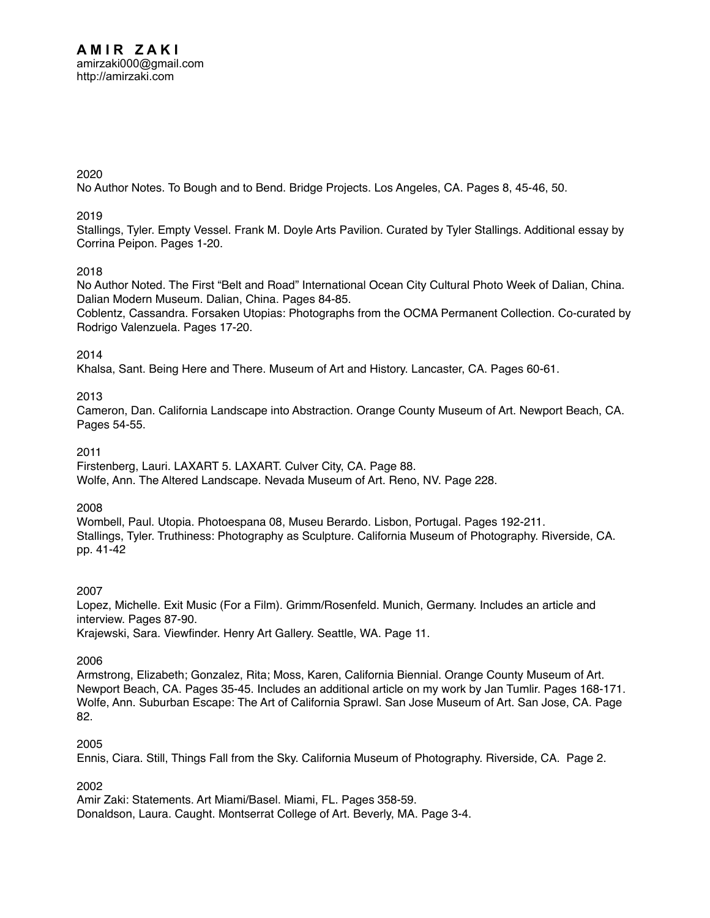# AMIR ZAKI

amirzaki000@gmail.com
http://amirzaki.com

2020
No Author Notes. To Bough and to Bend. Bridge Projects. Los Angeles, CA. Pages 8, 45-46, 50.

2019
Stallings, Tyler. Empty Vessel. Frank M. Doyle Arts Pavilion. Curated by Tyler Stallings. Additional essay by Corrina Peipon. Pages 1-20.

2018
No Author Noted. The First "Belt and Road" International Ocean City Cultural Photo Week of Dalian, China. Dalian Modern Museum. Dalian, China. Pages 84-85.
Coblentz, Cassandra. Forsaken Utopias: Photographs from the OCMA Permanent Collection. Co-curated by Rodrigo Valenzuela. Pages 17-20.

2014
Khalsa, Sant. Being Here and There. Museum of Art and History. Lancaster, CA. Pages 60-61.

2013
Cameron, Dan. California Landscape into Abstraction. Orange County Museum of Art. Newport Beach, CA. Pages 54-55.

2011
Firstenberg, Lauri. LAXART 5. LAXART. Culver City, CA. Page 88.
Wolfe, Ann. The Altered Landscape. Nevada Museum of Art. Reno, NV. Page 228.

2008
Wombell, Paul. Utopia. Photoespana 08, Museu Berardo. Lisbon, Portugal. Pages 192-211.
Stallings, Tyler. Truthiness: Photography as Sculpture. California Museum of Photography. Riverside, CA. pp. 41-42

2007
Lopez, Michelle. Exit Music (For a Film). Grimm/Rosenfeld. Munich, Germany. Includes an article and interview. Pages 87-90.
Krajewski, Sara. Viewfinder. Henry Art Gallery. Seattle, WA. Page 11.

2006
Armstrong, Elizabeth; Gonzalez, Rita; Moss, Karen, California Biennial. Orange County Museum of Art. Newport Beach, CA. Pages 35-45. Includes an additional article on my work by Jan Tumlir. Pages 168-171.
Wolfe, Ann. Suburban Escape: The Art of California Sprawl. San Jose Museum of Art. San Jose, CA. Page 82.

2005
Ennis, Ciara. Still, Things Fall from the Sky. California Museum of Photography. Riverside, CA. Page 2.

2002
Amir Zaki: Statements. Art Miami/Basel. Miami, FL. Pages 358-59.
Donaldson, Laura. Caught. Montserrat College of Art. Beverly, MA. Page 3-4.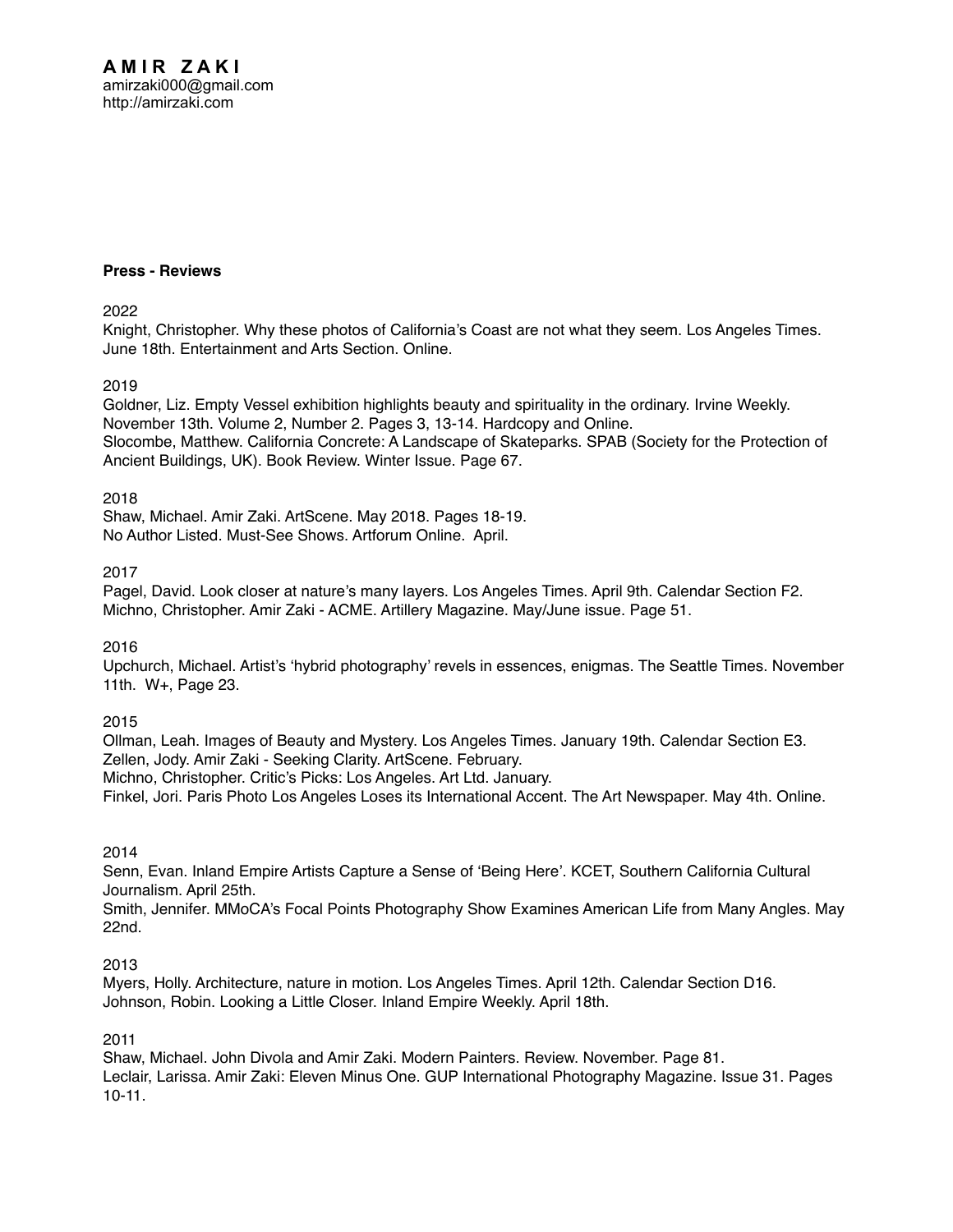**A M I R Z A K I**
amirzaki000@gmail.com
http://amirzaki.com

**Press - Reviews**

2022
Knight, Christopher. Why these photos of California's Coast are not what they seem. Los Angeles Times. June 18th. Entertainment and Arts Section. Online.

2019
Goldner, Liz. Empty Vessel exhibition highlights beauty and spirituality in the ordinary. Irvine Weekly. November 13th. Volume 2, Number 2. Pages 3, 13-14. Hardcopy and Online.
Slocombe, Matthew. California Concrete: A Landscape of Skateparks. SPAB (Society for the Protection of Ancient Buildings, UK). Book Review. Winter Issue. Page 67.

2018
Shaw, Michael. Amir Zaki. ArtScene. May 2018. Pages 18-19.
No Author Listed. Must-See Shows. Artforum Online. April.

2017
Pagel, David. Look closer at nature's many layers. Los Angeles Times. April 9th. Calendar Section F2.
Michno, Christopher. Amir Zaki - ACME. Artillery Magazine. May/June issue. Page 51.

2016
Upchurch, Michael. Artist's 'hybrid photography' revels in essences, enigmas. The Seattle Times. November 11th. W+, Page 23.

2015
Ollman, Leah. Images of Beauty and Mystery. Los Angeles Times. January 19th. Calendar Section E3.
Zellen, Jody. Amir Zaki - Seeking Clarity. ArtScene. February.
Michno, Christopher. Critic's Picks: Los Angeles. Art Ltd. January.
Finkel, Jori. Paris Photo Los Angeles Loses its International Accent. The Art Newspaper. May 4th. Online.

2014
Senn, Evan. Inland Empire Artists Capture a Sense of 'Being Here'. KCET, Southern California Cultural Journalism. April 25th.
Smith, Jennifer. MMoCA's Focal Points Photography Show Examines American Life from Many Angles. May 22nd.

2013
Myers, Holly. Architecture, nature in motion. Los Angeles Times. April 12th. Calendar Section D16.
Johnson, Robin. Looking a Little Closer. Inland Empire Weekly. April 18th.

2011
Shaw, Michael. John Divola and Amir Zaki. Modern Painters. Review. November. Page 81.
Leclair, Larissa. Amir Zaki: Eleven Minus One. GUP International Photography Magazine. Issue 31. Pages 10-11.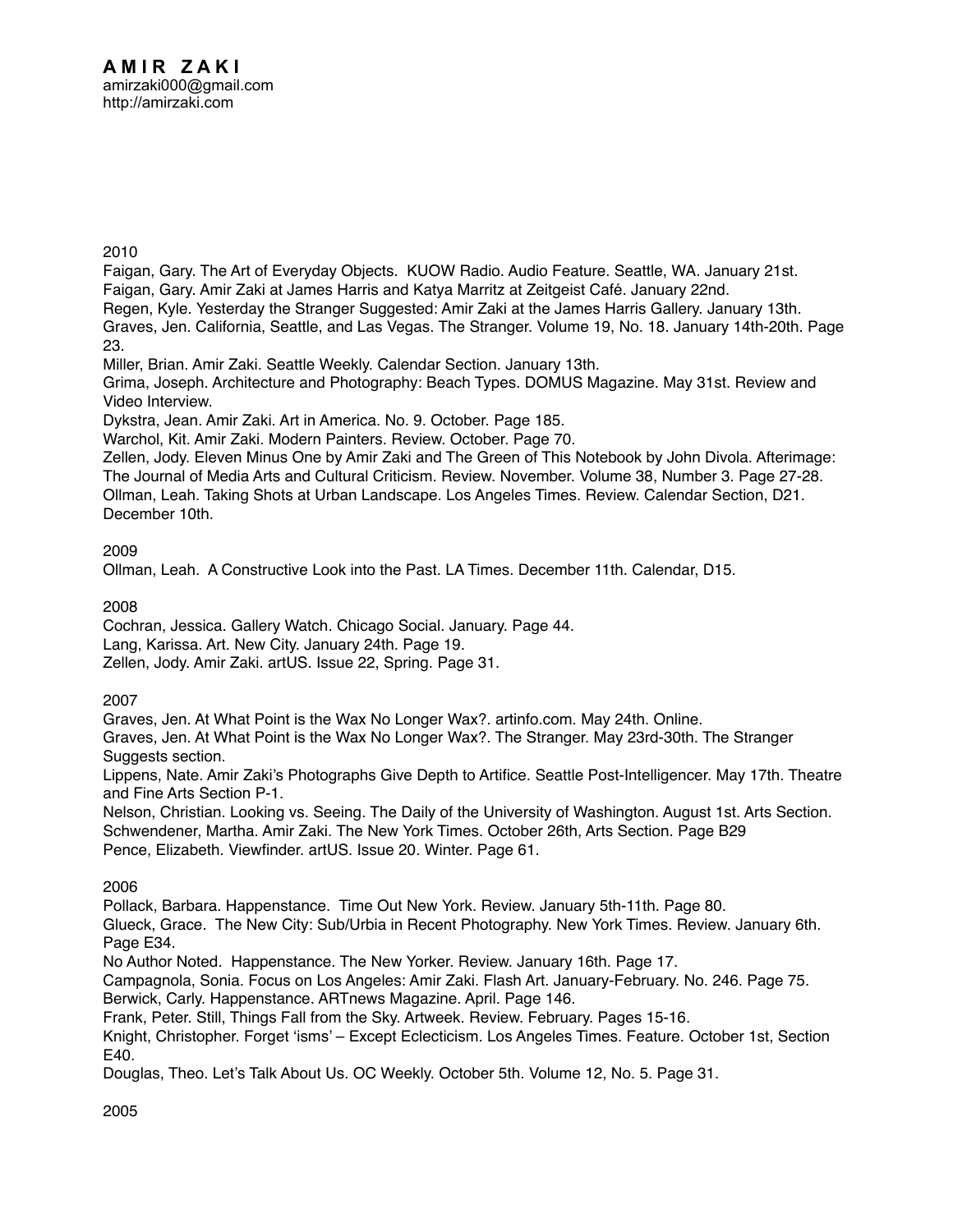# AMIR ZAKI

amirzaki000@gmail.com
http://amirzaki.com

2010

Faigan, Gary. The Art of Everyday Objects. KUOW Radio. Audio Feature. Seattle, WA. January 21st.
Faigan, Gary. Amir Zaki at James Harris and Katya Marritz at Zeitgeist Café. January 22nd.
Regen, Kyle. Yesterday the Stranger Suggested: Amir Zaki at the James Harris Gallery. January 13th.
Graves, Jen. California, Seattle, and Las Vegas. The Stranger. Volume 19, No. 18. January 14th-20th. Page 23.
Miller, Brian. Amir Zaki. Seattle Weekly. Calendar Section. January 13th.
Grima, Joseph. Architecture and Photography: Beach Types. DOMUS Magazine. May 31st. Review and Video Interview.
Dykstra, Jean. Amir Zaki. Art in America. No. 9. October. Page 185.
Warchol, Kit. Amir Zaki. Modern Painters. Review. October. Page 70.
Zellen, Jody. Eleven Minus One by Amir Zaki and The Green of This Notebook by John Divola. Afterimage: The Journal of Media Arts and Cultural Criticism. Review. November. Volume 38, Number 3. Page 27-28.
Ollman, Leah. Taking Shots at Urban Landscape. Los Angeles Times. Review. Calendar Section, D21. December 10th.

2009

Ollman, Leah. A Constructive Look into the Past. LA Times. December 11th. Calendar, D15.

2008

Cochran, Jessica. Gallery Watch. Chicago Social. January. Page 44.
Lang, Karissa. Art. New City. January 24th. Page 19.
Zellen, Jody. Amir Zaki. artUS. Issue 22, Spring. Page 31.

2007

Graves, Jen. At What Point is the Wax No Longer Wax?. artinfo.com. May 24th. Online.
Graves, Jen. At What Point is the Wax No Longer Wax?. The Stranger. May 23rd-30th. The Stranger Suggests section.
Lippens, Nate. Amir Zaki's Photographs Give Depth to Artifice. Seattle Post-Intelligencer. May 17th. Theatre and Fine Arts Section P-1.
Nelson, Christian. Looking vs. Seeing. The Daily of the University of Washington. August 1st. Arts Section.
Schwendener, Martha. Amir Zaki. The New York Times. October 26th, Arts Section. Page B29
Pence, Elizabeth. Viewfinder. artUS. Issue 20. Winter. Page 61.

2006

Pollack, Barbara. Happenstance. Time Out New York. Review. January 5th-11th. Page 80.
Glueck, Grace. The New City: Sub/Urbia in Recent Photography. New York Times. Review. January 6th. Page E34.
No Author Noted. Happenstance. The New Yorker. Review. January 16th. Page 17.
Campagnola, Sonia. Focus on Los Angeles: Amir Zaki. Flash Art. January-February. No. 246. Page 75.
Berwick, Carly. Happenstance. ARTnews Magazine. April. Page 146.
Frank, Peter. Still, Things Fall from the Sky. Artweek. Review. February. Pages 15-16.
Knight, Christopher. Forget 'isms' – Except Eclecticism. Los Angeles Times. Feature. October 1st, Section E40.
Douglas, Theo. Let's Talk About Us. OC Weekly. October 5th. Volume 12, No. 5. Page 31.

2005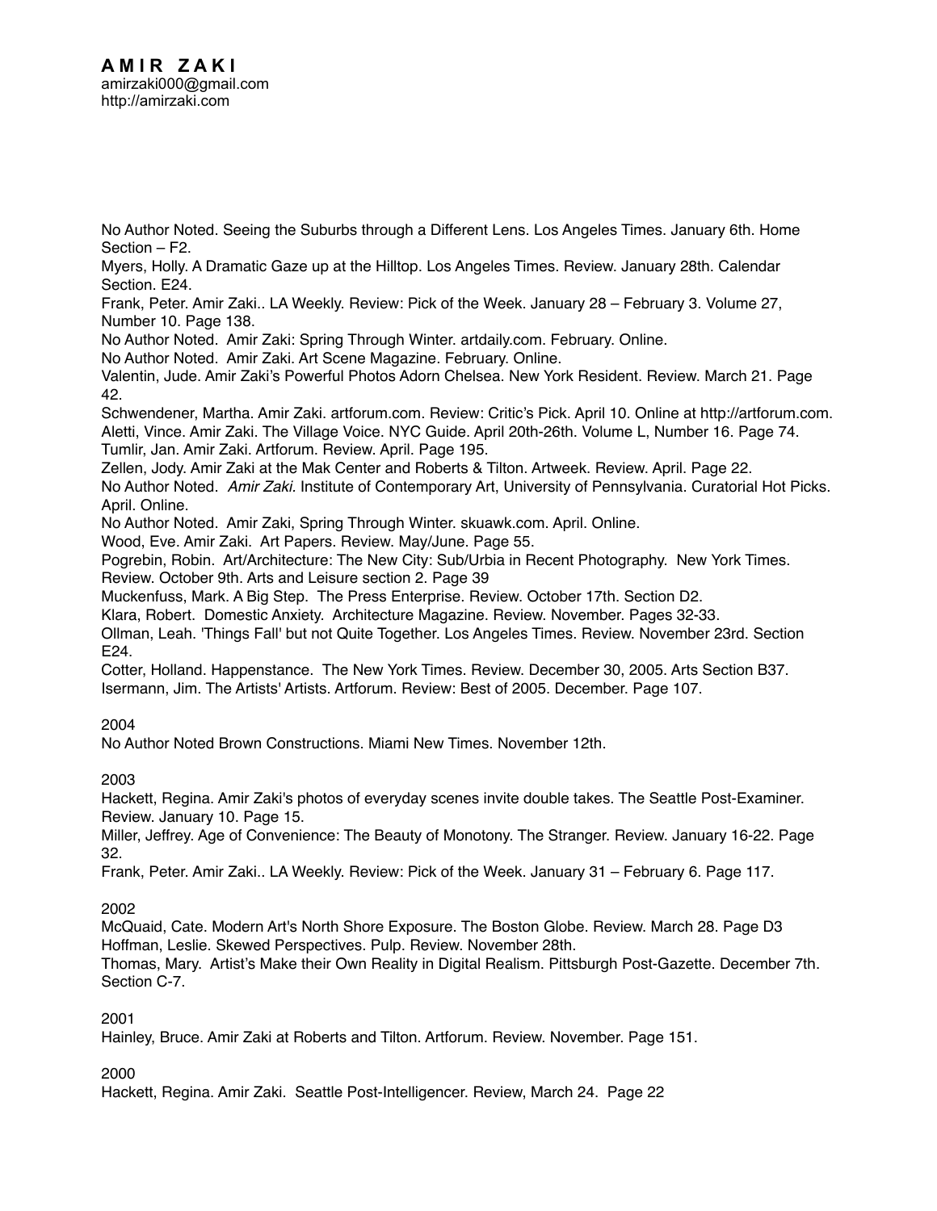**A M I R   Z A K I**
amirzaki000@gmail.com
http://amirzaki.com

No Author Noted. Seeing the Suburbs through a Different Lens. Los Angeles Times. January 6th. Home Section – F2.
Myers, Holly. A Dramatic Gaze up at the Hilltop. Los Angeles Times. Review. January 28th. Calendar Section. E24.
Frank, Peter. Amir Zaki.. LA Weekly. Review: Pick of the Week. January 28 – February 3. Volume 27, Number 10. Page 138.
No Author Noted. Amir Zaki: Spring Through Winter. artdaily.com. February. Online.
No Author Noted. Amir Zaki. Art Scene Magazine. February. Online.
Valentin, Jude. Amir Zaki's Powerful Photos Adorn Chelsea. New York Resident. Review. March 21. Page 42.
Schwendener, Martha. Amir Zaki. artforum.com. Review: Critic's Pick. April 10. Online at http://artforum.com.
Aletti, Vince. Amir Zaki. The Village Voice. NYC Guide. April 20th-26th. Volume L, Number 16. Page 74.
Tumlir, Jan. Amir Zaki. Artforum. Review. April. Page 195.
Zellen, Jody. Amir Zaki at the Mak Center and Roberts & Tilton. Artweek. Review. April. Page 22.
No Author Noted. *Amir Zaki.* Institute of Contemporary Art, University of Pennsylvania. Curatorial Hot Picks. April. Online.
No Author Noted. Amir Zaki, Spring Through Winter. skuawk.com. April. Online.
Wood, Eve. Amir Zaki. Art Papers. Review. May/June. Page 55.
Pogrebin, Robin. Art/Architecture: The New City: Sub/Urbia in Recent Photography. New York Times. Review. October 9th. Arts and Leisure section 2. Page 39
Muckenfuss, Mark. A Big Step. The Press Enterprise. Review. October 17th. Section D2.
Klara, Robert. Domestic Anxiety. Architecture Magazine. Review. November. Pages 32-33.
Ollman, Leah. 'Things Fall' but not Quite Together. Los Angeles Times. Review. November 23rd. Section E24.
Cotter, Holland. Happenstance. The New York Times. Review. December 30, 2005. Arts Section B37.
Isermann, Jim. The Artists' Artists. Artforum. Review: Best of 2005. December. Page 107.

2004
No Author Noted Brown Constructions. Miami New Times. November 12th.

2003
Hackett, Regina. Amir Zaki's photos of everyday scenes invite double takes. The Seattle Post-Examiner. Review. January 10. Page 15.
Miller, Jeffrey. Age of Convenience: The Beauty of Monotony. The Stranger. Review. January 16-22. Page 32.
Frank, Peter. Amir Zaki.. LA Weekly. Review: Pick of the Week. January 31 – February 6. Page 117.

2002
McQuaid, Cate. Modern Art's North Shore Exposure. The Boston Globe. Review. March 28. Page D3
Hoffman, Leslie. Skewed Perspectives. Pulp. Review. November 28th.
Thomas, Mary. Artist's Make their Own Reality in Digital Realism. Pittsburgh Post-Gazette. December 7th. Section C-7.

2001
Hainley, Bruce. Amir Zaki at Roberts and Tilton. Artforum. Review. November. Page 151.

2000
Hackett, Regina. Amir Zaki. Seattle Post-Intelligencer. Review, March 24. Page 22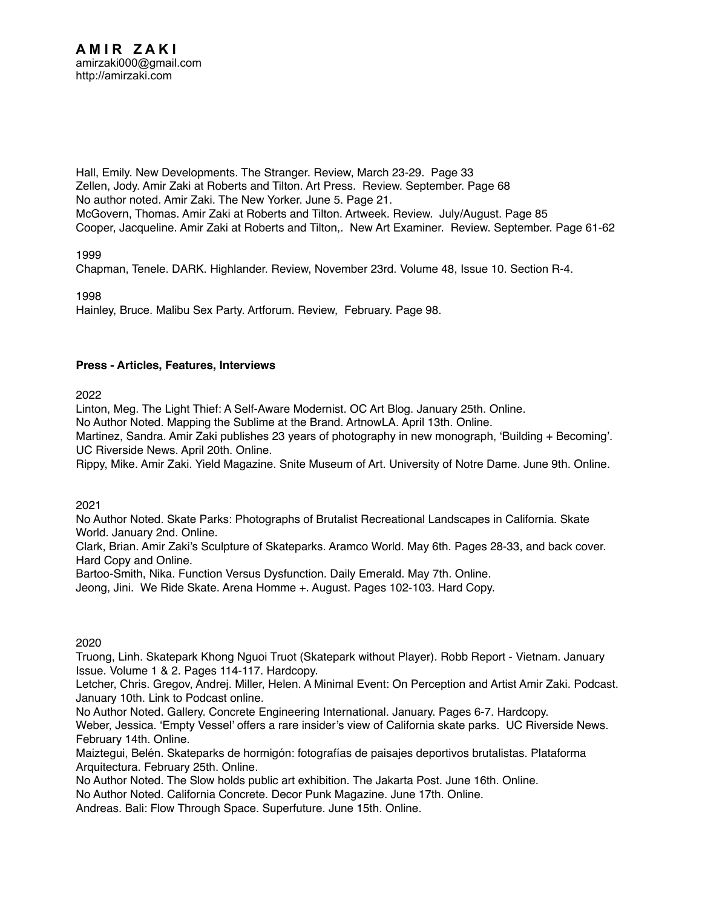**AMIR ZAKI**
amirzaki000@gmail.com
http://amirzaki.com

Hall, Emily. New Developments. The Stranger. Review, March 23-29. Page 33
Zellen, Jody. Amir Zaki at Roberts and Tilton. Art Press. Review. September. Page 68
No author noted. Amir Zaki. The New Yorker. June 5. Page 21.
McGovern, Thomas. Amir Zaki at Roberts and Tilton. Artweek. Review. July/August. Page 85
Cooper, Jacqueline. Amir Zaki at Roberts and Tilton,. New Art Examiner. Review. September. Page 61-62

1999
Chapman, Tenele. DARK. Highlander. Review, November 23rd. Volume 48, Issue 10. Section R-4.

1998
Hainley, Bruce. Malibu Sex Party. Artforum. Review, February. Page 98.

**Press - Articles, Features, Interviews**

2022
Linton, Meg. The Light Thief: A Self-Aware Modernist. OC Art Blog. January 25th. Online.
No Author Noted. Mapping the Sublime at the Brand. ArtnowLA. April 13th. Online.
Martinez, Sandra. Amir Zaki publishes 23 years of photography in new monograph, 'Building + Becoming'. UC Riverside News. April 20th. Online.
Rippy, Mike. Amir Zaki. Yield Magazine. Snite Museum of Art. University of Notre Dame. June 9th. Online.

2021
No Author Noted. Skate Parks: Photographs of Brutalist Recreational Landscapes in California. Skate World. January 2nd. Online.
Clark, Brian. Amir Zaki's Sculpture of Skateparks. Aramco World. May 6th. Pages 28-33, and back cover. Hard Copy and Online.
Bartoo-Smith, Nika. Function Versus Dysfunction. Daily Emerald. May 7th. Online.
Jeong, Jini. We Ride Skate. Arena Homme +. August. Pages 102-103. Hard Copy.

2020
Truong, Linh. Skatepark Khong Nguoi Truot (Skatepark without Player). Robb Report - Vietnam. January Issue. Volume 1 & 2. Pages 114-117. Hardcopy.
Letcher, Chris. Gregov, Andrej. Miller, Helen. A Minimal Event: On Perception and Artist Amir Zaki. Podcast. January 10th. Link to Podcast online.
No Author Noted. Gallery. Concrete Engineering International. January. Pages 6-7. Hardcopy.
Weber, Jessica. 'Empty Vessel' offers a rare insider's view of California skate parks. UC Riverside News. February 14th. Online.
Maiztegui, Belén. Skateparks de hormigón: fotografías de paisajes deportivos brutalistas. Plataforma Arquitectura. February 25th. Online.
No Author Noted. The Slow holds public art exhibition. The Jakarta Post. June 16th. Online.
No Author Noted. California Concrete. Decor Punk Magazine. June 17th. Online.
Andreas. Bali: Flow Through Space. Superfuture. June 15th. Online.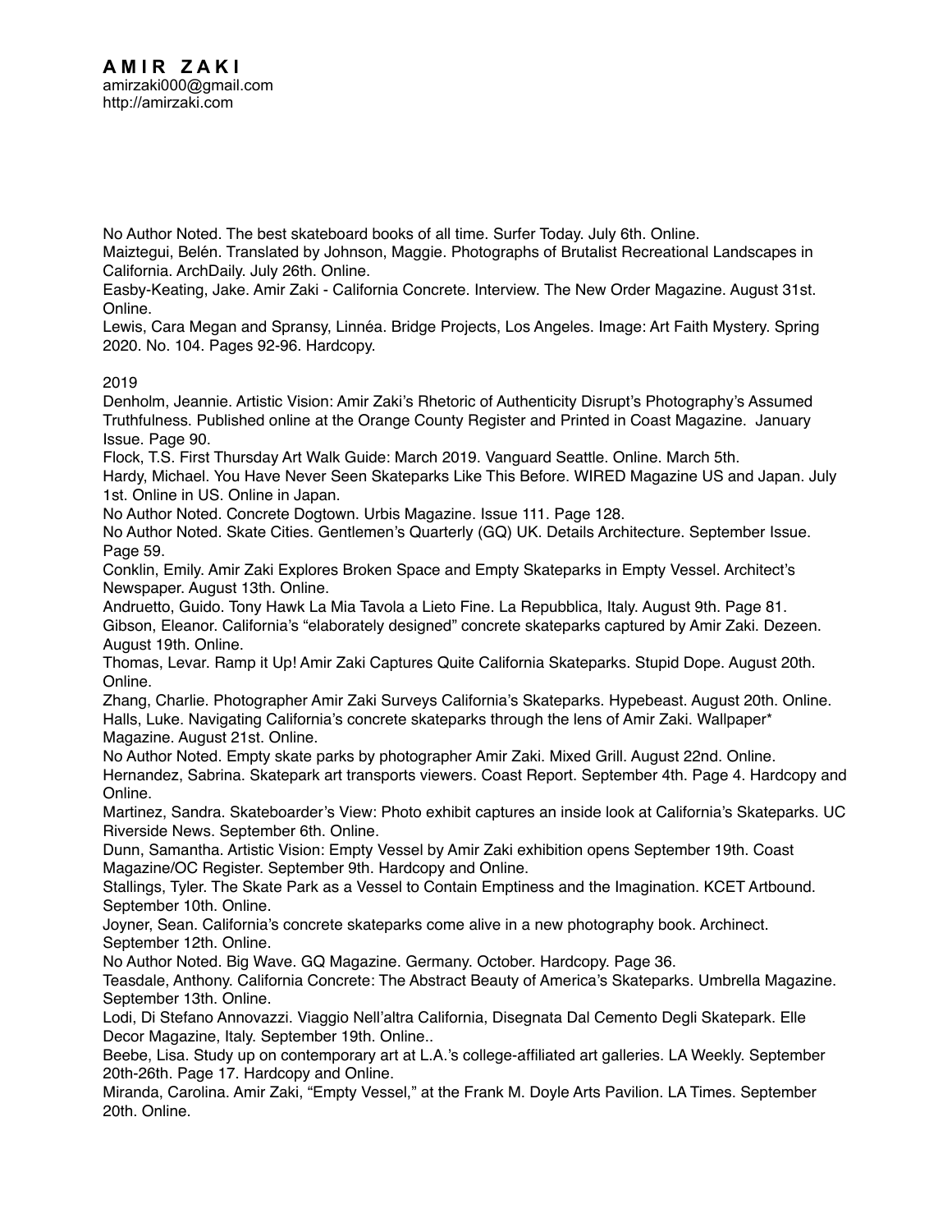**A M I R  Z A K I**
amirzaki000@gmail.com
http://amirzaki.com

No Author Noted. The best skateboard books of all time. Surfer Today. July 6th. Online.
Maiztegui, Belén. Translated by Johnson, Maggie. Photographs of Brutalist Recreational Landscapes in California. ArchDaily. July 26th. Online.
Easby-Keating, Jake. Amir Zaki - California Concrete. Interview. The New Order Magazine. August 31st. Online.
Lewis, Cara Megan and Spransy, Linnéa. Bridge Projects, Los Angeles. Image: Art Faith Mystery. Spring 2020. No. 104. Pages 92-96. Hardcopy.

2019
Denholm, Jeannie. Artistic Vision: Amir Zaki's Rhetoric of Authenticity Disrupt's Photography's Assumed Truthfulness. Published online at the Orange County Register and Printed in Coast Magazine. January Issue. Page 90.
Flock, T.S. First Thursday Art Walk Guide: March 2019. Vanguard Seattle. Online. March 5th.
Hardy, Michael. You Have Never Seen Skateparks Like This Before. WIRED Magazine US and Japan. July 1st. Online in US. Online in Japan.
No Author Noted. Concrete Dogtown. Urbis Magazine. Issue 111. Page 128.
No Author Noted. Skate Cities. Gentlemen's Quarterly (GQ) UK. Details Architecture. September Issue. Page 59.
Conklin, Emily. Amir Zaki Explores Broken Space and Empty Skateparks in Empty Vessel. Architect's Newspaper. August 13th. Online.
Andruetto, Guido. Tony Hawk La Mia Tavola a Lieto Fine. La Repubblica, Italy. August 9th. Page 81.
Gibson, Eleanor. California's "elaborately designed" concrete skateparks captured by Amir Zaki. Dezeen. August 19th. Online.
Thomas, Levar. Ramp it Up! Amir Zaki Captures Quite California Skateparks. Stupid Dope. August 20th. Online.
Zhang, Charlie. Photographer Amir Zaki Surveys California's Skateparks. Hypebeast. August 20th. Online.
Halls, Luke. Navigating California's concrete skateparks through the lens of Amir Zaki. Wallpaper* Magazine. August 21st. Online.
No Author Noted. Empty skate parks by photographer Amir Zaki. Mixed Grill. August 22nd. Online.
Hernandez, Sabrina. Skatepark art transports viewers. Coast Report. September 4th. Page 4. Hardcopy and Online.
Martinez, Sandra. Skateboarder's View: Photo exhibit captures an inside look at California's Skateparks. UC Riverside News. September 6th. Online.
Dunn, Samantha. Artistic Vision: Empty Vessel by Amir Zaki exhibition opens September 19th. Coast Magazine/OC Register. September 9th. Hardcopy and Online.
Stallings, Tyler. The Skate Park as a Vessel to Contain Emptiness and the Imagination. KCET Artbound. September 10th. Online.
Joyner, Sean. California's concrete skateparks come alive in a new photography book. Archinect. September 12th. Online.
No Author Noted. Big Wave. GQ Magazine. Germany. October. Hardcopy. Page 36.
Teasdale, Anthony. California Concrete: The Abstract Beauty of America's Skateparks. Umbrella Magazine. September 13th. Online.
Lodi, Di Stefano Annovazzi. Viaggio Nell'altra California, Disegnata Dal Cemento Degli Skatepark. Elle Decor Magazine, Italy. September 19th. Online..
Beebe, Lisa. Study up on contemporary art at L.A.'s college-affiliated art galleries. LA Weekly. September 20th-26th. Page 17. Hardcopy and Online.
Miranda, Carolina. Amir Zaki, "Empty Vessel," at the Frank M. Doyle Arts Pavilion. LA Times. September 20th. Online.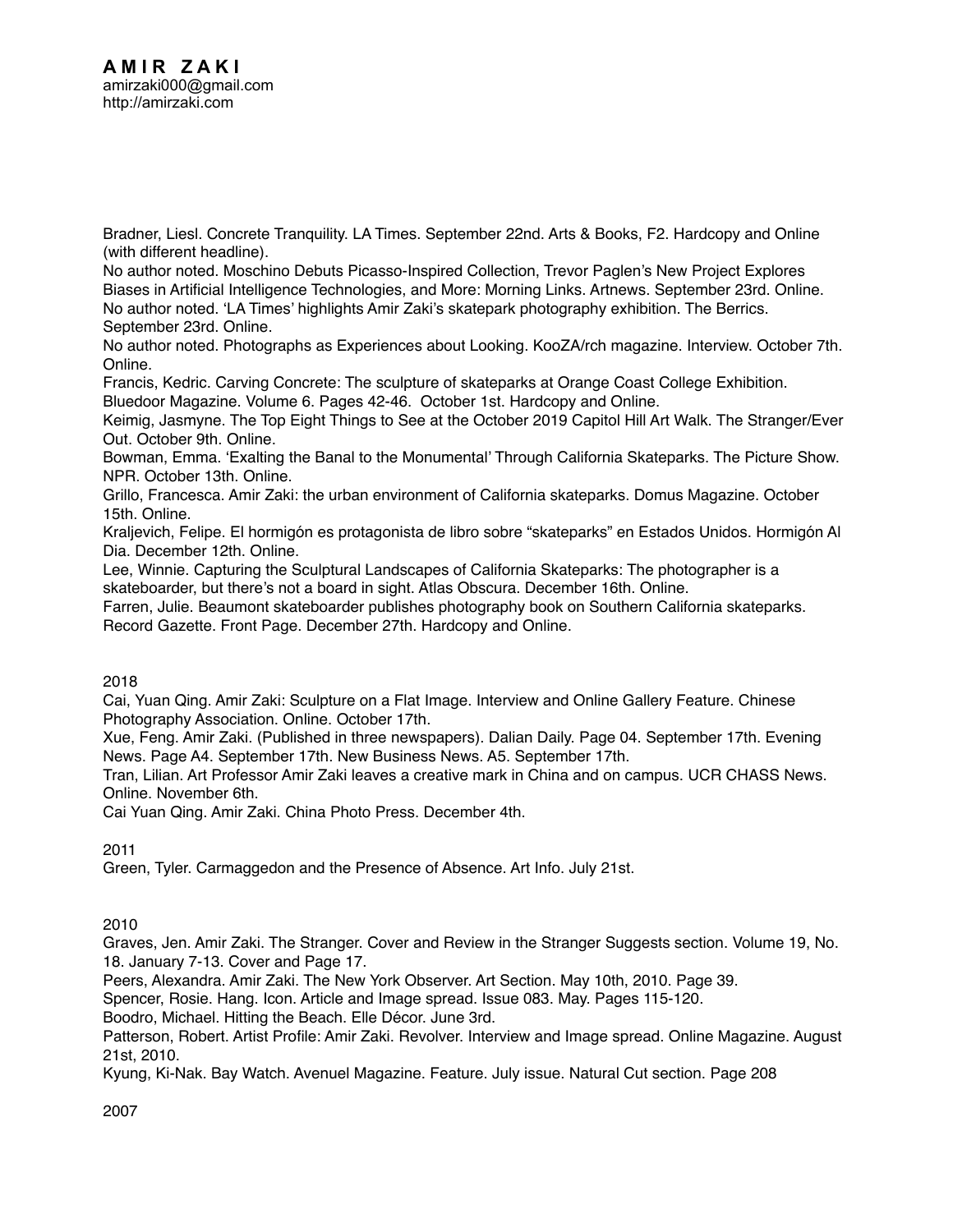**A M I R Z A K I**
amirzaki000@gmail.com
http://amirzaki.com

Bradner, Liesl. Concrete Tranquility. LA Times. September 22nd. Arts & Books, F2. Hardcopy and Online (with different headline).
No author noted. Moschino Debuts Picasso-Inspired Collection, Trevor Paglen's New Project Explores Biases in Artificial Intelligence Technologies, and More: Morning Links. Artnews. September 23rd. Online.
No author noted. 'LA Times' highlights Amir Zaki's skatepark photography exhibition. The Berrics. September 23rd. Online.
No author noted. Photographs as Experiences about Looking. KooZA/rch magazine. Interview. October 7th. Online.
Francis, Kedric. Carving Concrete: The sculpture of skateparks at Orange Coast College Exhibition. Bluedoor Magazine. Volume 6. Pages 42-46. October 1st. Hardcopy and Online.
Keimig, Jasmyne. The Top Eight Things to See at the October 2019 Capitol Hill Art Walk. The Stranger/Ever Out. October 9th. Online.
Bowman, Emma. 'Exalting the Banal to the Monumental' Through California Skateparks. The Picture Show. NPR. October 13th. Online.
Grillo, Francesca. Amir Zaki: the urban environment of California skateparks. Domus Magazine. October 15th. Online.
Kraljevich, Felipe. El hormigón es protagonista de libro sobre "skateparks" en Estados Unidos. Hormigón Al Dia. December 12th. Online.
Lee, Winnie. Capturing the Sculptural Landscapes of California Skateparks: The photographer is a skateboarder, but there's not a board in sight. Atlas Obscura. December 16th. Online.
Farren, Julie. Beaumont skateboarder publishes photography book on Southern California skateparks. Record Gazette. Front Page. December 27th. Hardcopy and Online.

2018

Cai, Yuan Qing. Amir Zaki: Sculpture on a Flat Image. Interview and Online Gallery Feature. Chinese Photography Association. Online. October 17th.
Xue, Feng. Amir Zaki. (Published in three newspapers). Dalian Daily. Page 04. September 17th. Evening News. Page A4. September 17th. New Business News. A5. September 17th.
Tran, Lilian. Art Professor Amir Zaki leaves a creative mark in China and on campus. UCR CHASS News. Online. November 6th.
Cai Yuan Qing. Amir Zaki. China Photo Press. December 4th.

2011

Green, Tyler. Carmaggedon and the Presence of Absence. Art Info. July 21st.

2010

Graves, Jen. Amir Zaki. The Stranger. Cover and Review in the Stranger Suggests section. Volume 19, No. 18. January 7-13. Cover and Page 17.
Peers, Alexandra. Amir Zaki. The New York Observer. Art Section. May 10th, 2010. Page 39.
Spencer, Rosie. Hang. Icon. Article and Image spread. Issue 083. May. Pages 115-120.
Boodro, Michael. Hitting the Beach. Elle Décor. June 3rd.
Patterson, Robert. Artist Profile: Amir Zaki. Revolver. Interview and Image spread. Online Magazine. August 21st, 2010.
Kyung, Ki-Nak. Bay Watch. Avenuel Magazine. Feature. July issue. Natural Cut section. Page 208

2007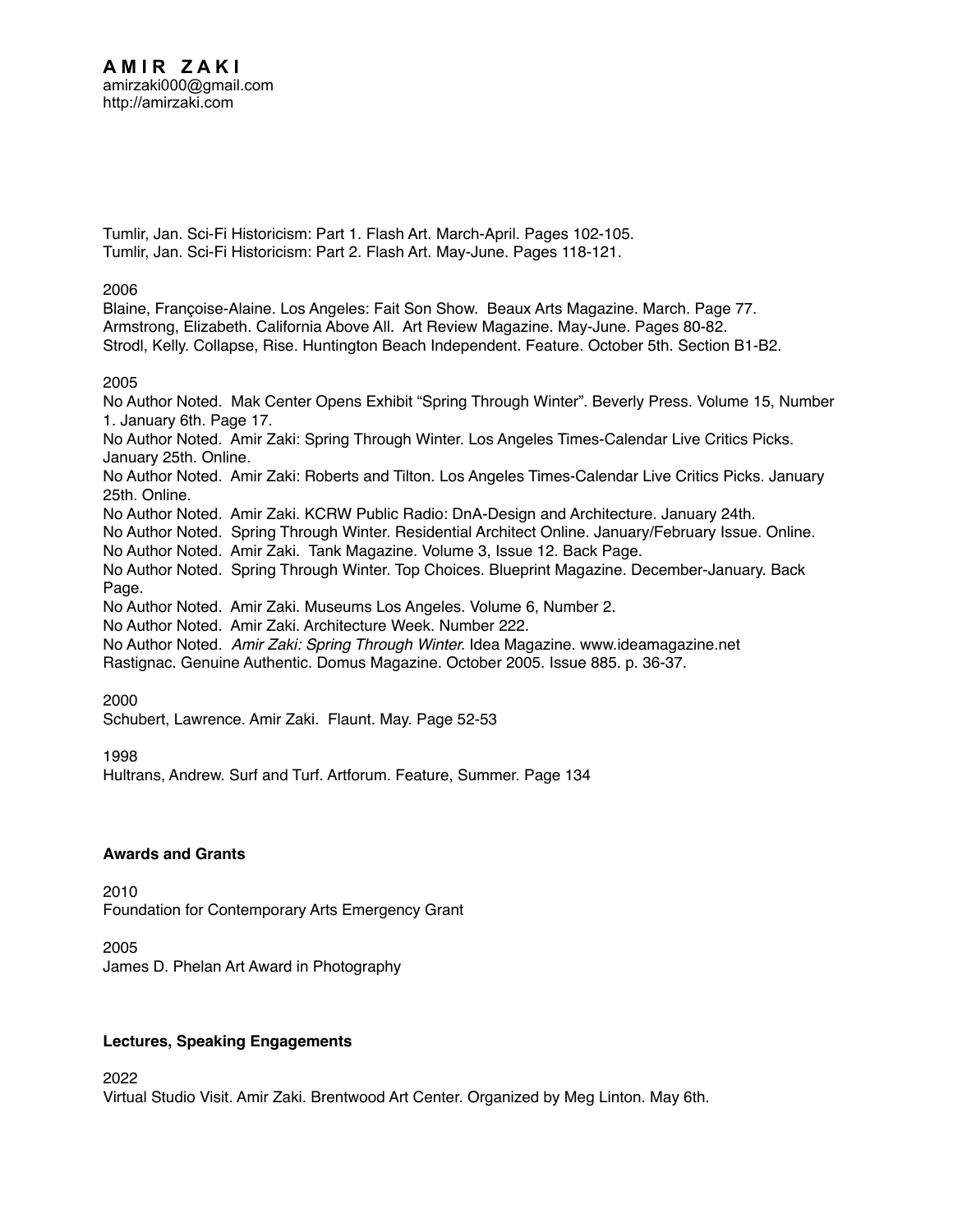Tumlir, Jan. Sci-Fi Historicism: Part 1. Flash Art. March-April. Pages 102-105.
Tumlir, Jan. Sci-Fi Historicism: Part 2. Flash Art. May-June. Pages 118-121.

2006
Blaine, Françoise-Alaine. Los Angeles: Fait Son Show. Beaux Arts Magazine. March. Page 77.
Armstrong, Elizabeth. California Above All. Art Review Magazine. May-June. Pages 80-82.
Strodl, Kelly. Collapse, Rise. Huntington Beach Independent. Feature. October 5th. Section B1-B2.

2005
No Author Noted. Mak Center Opens Exhibit "Spring Through Winter". Beverly Press. Volume 15, Number 1. January 6th. Page 17.
No Author Noted. Amir Zaki: Spring Through Winter. Los Angeles Times-Calendar Live Critics Picks. January 25th. Online.
No Author Noted. Amir Zaki: Roberts and Tilton. Los Angeles Times-Calendar Live Critics Picks. January 25th. Online.
No Author Noted. Amir Zaki. KCRW Public Radio: DnA-Design and Architecture. January 24th.
No Author Noted. Spring Through Winter. Residential Architect Online. January/February Issue. Online.
No Author Noted. Amir Zaki. Tank Magazine. Volume 3, Issue 12. Back Page.
No Author Noted. Spring Through Winter. Top Choices. Blueprint Magazine. December-January. Back Page.
No Author Noted. Amir Zaki. Museums Los Angeles. Volume 6, Number 2.
No Author Noted. Amir Zaki. Architecture Week. Number 222.
No Author Noted. *Amir Zaki: Spring Through Winter.* Idea Magazine. www.ideamagazine.net
Rastignac. Genuine Authentic. Domus Magazine. October 2005. Issue 885. p. 36-37.

2000
Schubert, Lawrence. Amir Zaki. Flaunt. May. Page 52-53

1998
Hultrans, Andrew. Surf and Turf. Artforum. Feature, Summer. Page 134

**Awards and Grants**

2010
Foundation for Contemporary Arts Emergency Grant

2005
James D. Phelan Art Award in Photography

**Lectures, Speaking Engagements**

2022
Virtual Studio Visit. Amir Zaki. Brentwood Art Center. Organized by Meg Linton. May 6th.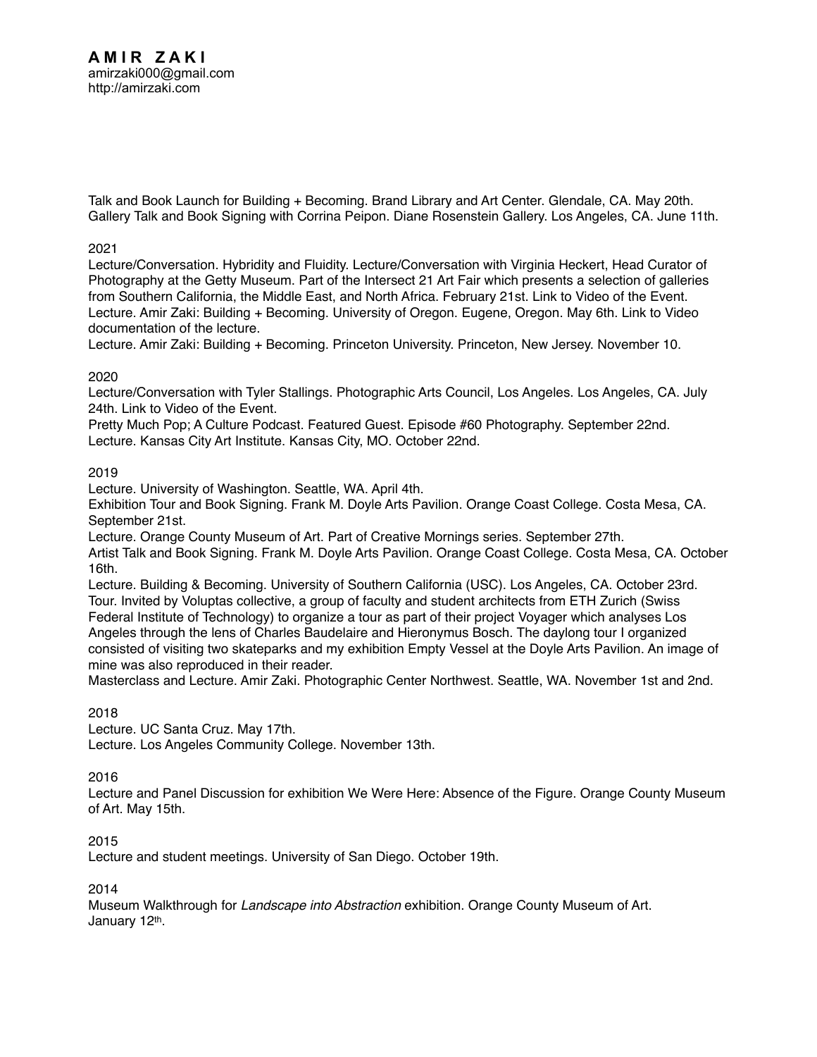**A M I R  Z A K I**
amirzaki000@gmail.com
http://amirzaki.com

Talk and Book Launch for Building + Becoming. Brand Library and Art Center. Glendale, CA. May 20th.
Gallery Talk and Book Signing with Corrina Peipon. Diane Rosenstein Gallery. Los Angeles, CA. June 11th.

2021
Lecture/Conversation. Hybridity and Fluidity. Lecture/Conversation with Virginia Heckert, Head Curator of Photography at the Getty Museum. Part of the Intersect 21 Art Fair which presents a selection of galleries from Southern California, the Middle East, and North Africa. February 21st. Link to Video of the Event.
Lecture. Amir Zaki: Building + Becoming. University of Oregon. Eugene, Oregon. May 6th. Link to Video documentation of the lecture.
Lecture. Amir Zaki: Building + Becoming. Princeton University. Princeton, New Jersey. November 10.

2020
Lecture/Conversation with Tyler Stallings. Photographic Arts Council, Los Angeles. Los Angeles, CA. July 24th. Link to Video of the Event.
Pretty Much Pop; A Culture Podcast. Featured Guest. Episode #60 Photography. September 22nd.
Lecture. Kansas City Art Institute. Kansas City, MO. October 22nd.

2019
Lecture. University of Washington. Seattle, WA. April 4th.
Exhibition Tour and Book Signing. Frank M. Doyle Arts Pavilion. Orange Coast College. Costa Mesa, CA. September 21st.
Lecture. Orange County Museum of Art. Part of Creative Mornings series. September 27th.
Artist Talk and Book Signing. Frank M. Doyle Arts Pavilion. Orange Coast College. Costa Mesa, CA. October 16th.
Lecture. Building & Becoming. University of Southern California (USC). Los Angeles, CA. October 23rd.
Tour. Invited by Voluptas collective, a group of faculty and student architects from ETH Zurich (Swiss Federal Institute of Technology) to organize a tour as part of their project Voyager which analyses Los Angeles through the lens of Charles Baudelaire and Hieronymus Bosch. The daylong tour I organized consisted of visiting two skateparks and my exhibition Empty Vessel at the Doyle Arts Pavilion. An image of mine was also reproduced in their reader.
Masterclass and Lecture. Amir Zaki. Photographic Center Northwest. Seattle, WA. November 1st and 2nd.

2018
Lecture. UC Santa Cruz. May 17th.
Lecture. Los Angeles Community College. November 13th.

2016
Lecture and Panel Discussion for exhibition We Were Here: Absence of the Figure. Orange County Museum of Art. May 15th.

2015
Lecture and student meetings. University of San Diego. October 19th.

2014
Museum Walkthrough for *Landscape into Abstraction* exhibition. Orange County Museum of Art. January 12th.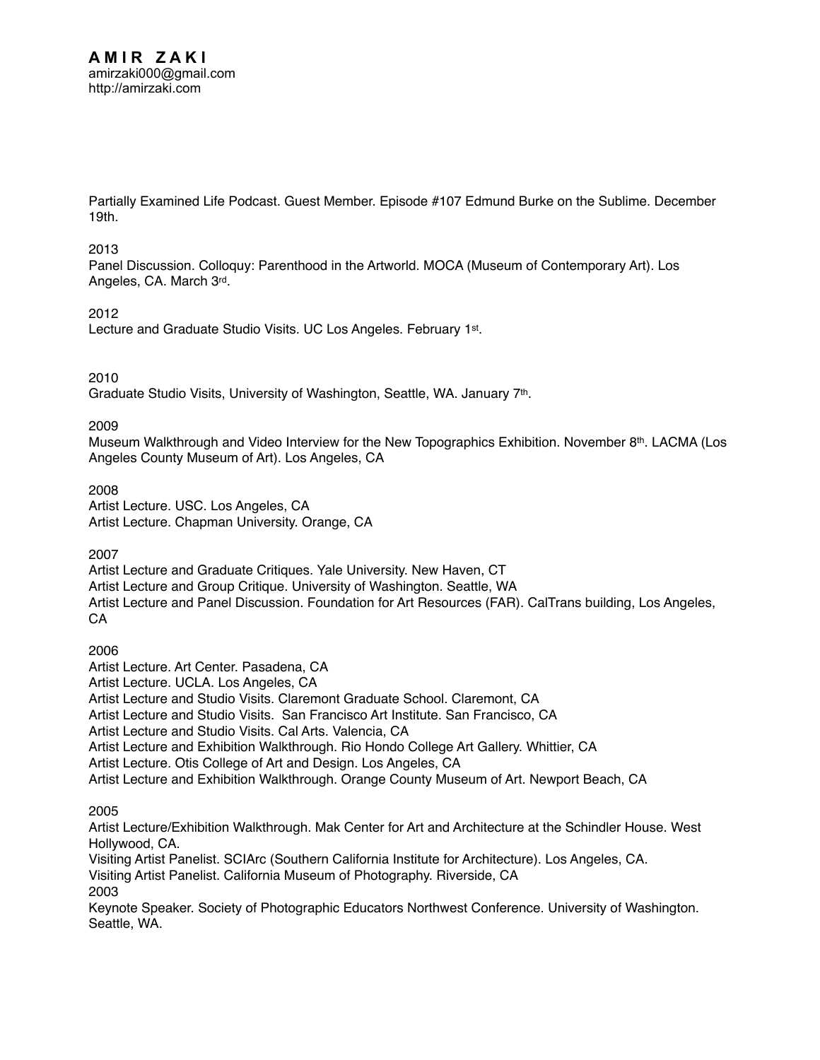**A M I R  Z A K I**
amirzaki000@gmail.com
http://amirzaki.com

Partially Examined Life Podcast. Guest Member. Episode #107 Edmund Burke on the Sublime. December 19th.

2013
Panel Discussion. Colloquy: Parenthood in the Artworld. MOCA (Museum of Contemporary Art). Los Angeles, CA. March 3rd.

2012
Lecture and Graduate Studio Visits. UC Los Angeles. February 1st.

2010
Graduate Studio Visits, University of Washington, Seattle, WA. January 7th.

2009
Museum Walkthrough and Video Interview for the New Topographics Exhibition. November 8th. LACMA (Los Angeles County Museum of Art). Los Angeles, CA

2008
Artist Lecture. USC. Los Angeles, CA
Artist Lecture. Chapman University. Orange, CA

2007
Artist Lecture and Graduate Critiques. Yale University. New Haven, CT
Artist Lecture and Group Critique. University of Washington. Seattle, WA
Artist Lecture and Panel Discussion. Foundation for Art Resources (FAR). CalTrans building, Los Angeles, CA

2006
Artist Lecture. Art Center. Pasadena, CA
Artist Lecture. UCLA. Los Angeles, CA
Artist Lecture and Studio Visits. Claremont Graduate School. Claremont, CA
Artist Lecture and Studio Visits. San Francisco Art Institute. San Francisco, CA
Artist Lecture and Studio Visits. Cal Arts. Valencia, CA
Artist Lecture and Exhibition Walkthrough. Rio Hondo College Art Gallery. Whittier, CA
Artist Lecture. Otis College of Art and Design. Los Angeles, CA
Artist Lecture and Exhibition Walkthrough. Orange County Museum of Art. Newport Beach, CA

2005
Artist Lecture/Exhibition Walkthrough. Mak Center for Art and Architecture at the Schindler House. West Hollywood, CA.
Visiting Artist Panelist. SCIArc (Southern California Institute for Architecture). Los Angeles, CA.
Visiting Artist Panelist. California Museum of Photography. Riverside, CA

2003
Keynote Speaker. Society of Photographic Educators Northwest Conference. University of Washington. Seattle, WA.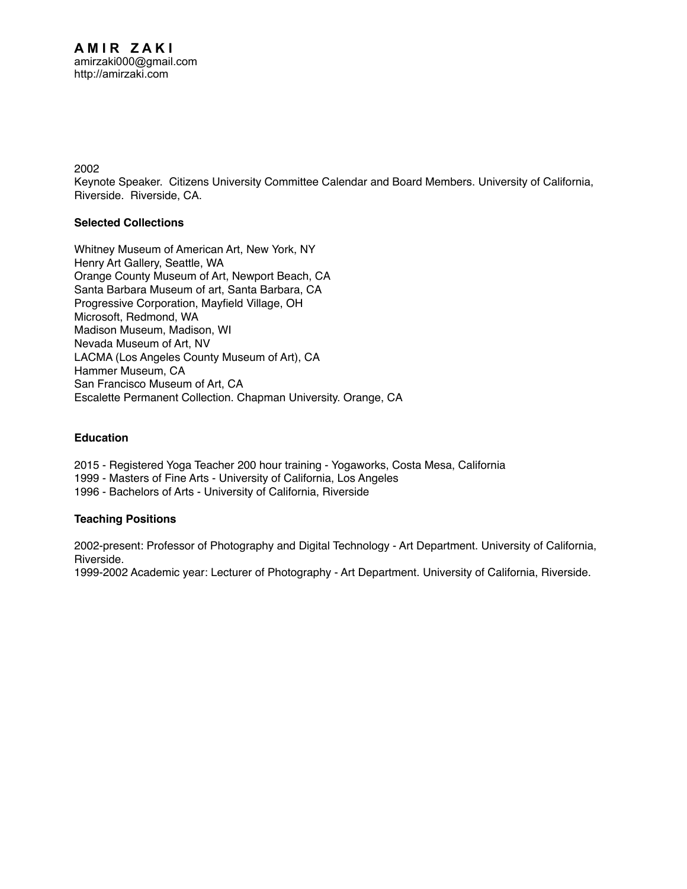**A M I R Z A K I**
amirzaki000@gmail.com
http://amirzaki.com

2002
Keynote Speaker. Citizens University Committee Calendar and Board Members. University of California, Riverside. Riverside, CA.

**Selected Collections**

Whitney Museum of American Art, New York, NY
Henry Art Gallery, Seattle, WA
Orange County Museum of Art, Newport Beach, CA
Santa Barbara Museum of art, Santa Barbara, CA
Progressive Corporation, Mayfield Village, OH
Microsoft, Redmond, WA
Madison Museum, Madison, WI
Nevada Museum of Art, NV
LACMA (Los Angeles County Museum of Art), CA
Hammer Museum, CA
San Francisco Museum of Art, CA
Escalette Permanent Collection. Chapman University. Orange, CA

**Education**

2015 - Registered Yoga Teacher 200 hour training - Yogaworks, Costa Mesa, California
1999 - Masters of Fine Arts - University of California, Los Angeles
1996 - Bachelors of Arts - University of California, Riverside

**Teaching Positions**

2002-present: Professor of Photography and Digital Technology - Art Department. University of California, Riverside.
1999-2002 Academic year: Lecturer of Photography - Art Department. University of California, Riverside.